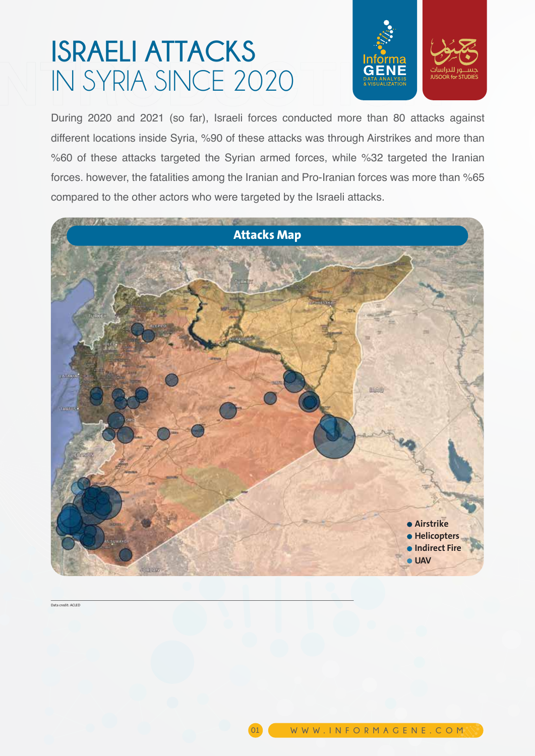# ISRAELI ATTACKS IN SYRIA SINCE 2020

During 2020 and 2021 (so far), Israeli forces conducted more than 80 attacks against different locations inside Syria, %90 of these attacks was through Airstrikes and more than %60 of these attacks targeted the Syrian armed forces, while %32 targeted the Iranian forces. however, the fatalities among the Iranian and Pro-Iranian forces was more than %65 compared to the other actors who were targeted by the Israeli attacks.

## Attacks Map

- Airstrike
- Helicopters
- Indirect Fire
- UAV

Data credit: ACLED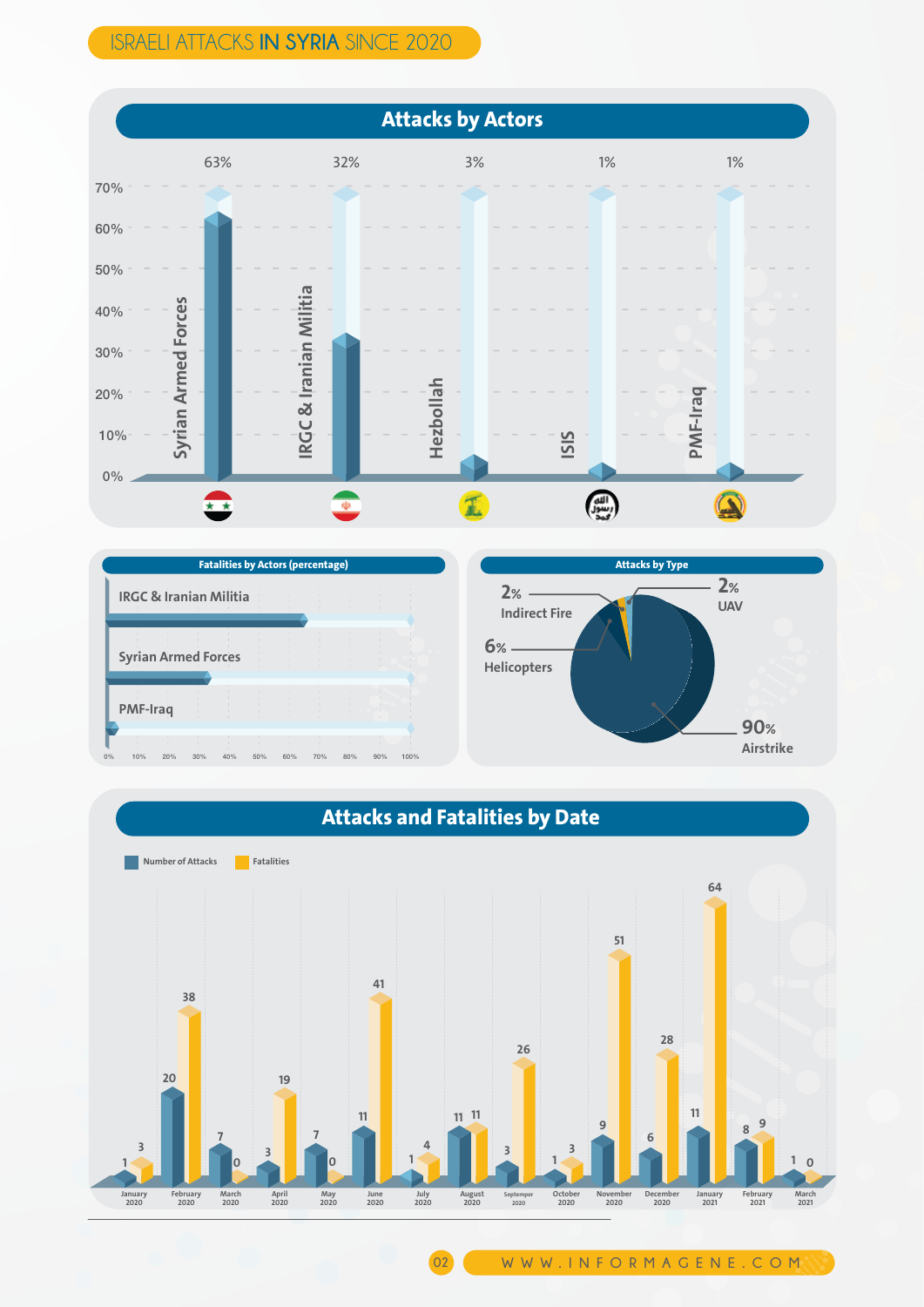# ISRAELI ATTACKS IN SYRIA SINCE 2020

## Attacks by Actors

63% 32% 3% 1% 1%

70% 60% 50% 40% 30% 20% 10% 0%

Syrian Armed Forces
IRGC & Iranian Militia
Hezbollah
ISIS
PMF-Iraq

## Fatalities by Actors (percentage)

IRGC & Iranian Militia
Syrian Armed Forces
PMF-Iraq

0% 10% 20% 30% 40% 50% 60% 70% 80% 90% 100%

## Attacks by Type

2% Indirect Fire
2% UAV
6% Helicopters
90% Airstrike

## Attacks and Fatalities by Date

Number of Attacks
Fatalities

1 3 January 2020
20 38 February 2020
7 0 March 2020
3 19 April 2020
7 0 May 2020
11 41 June 2020
1 4 July 2020
11 11 August 2020
3 26 September 2020
1 3 October 2020
9 51 November 2020
6 28 December 2020
11 64 January 2021
8 9 February 2021
1 0 March 2021

WWW.INFORMAGENE.COM